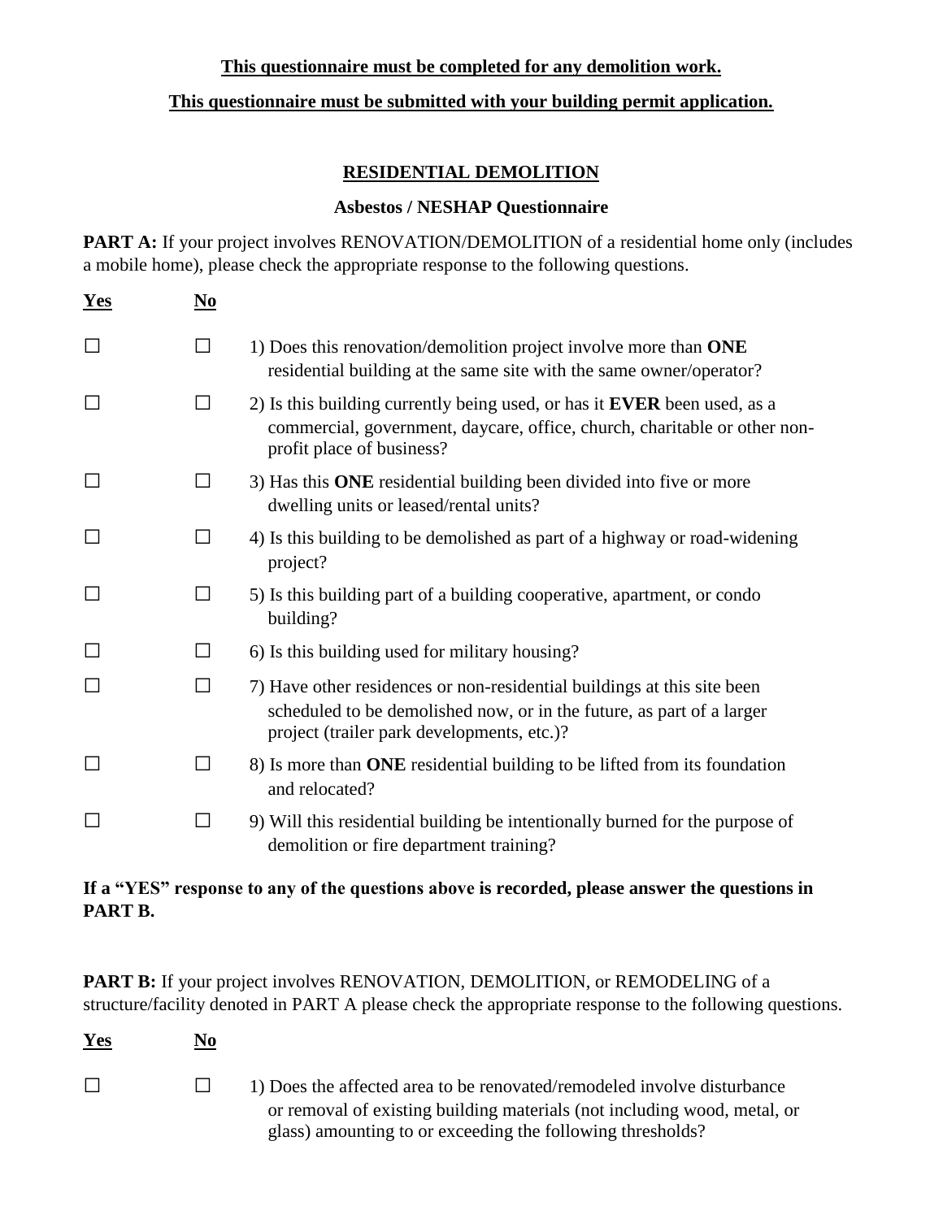**<u>This questionnaire must be completed for any demolition work.</u>**

**<u>This questionnaire must be submitted with your building permit application.</u>**

## <u>RESIDENTIAL DEMOLITION</u>

### Asbestos / NESHAP Questionnaire

**PART A:** If your project involves RENOVATION/DEMOLITION of a residential home only (includes a mobile home), please check the appropriate response to the following questions.

| **<u>Yes</u>** | **<u>No</u>** | |
|---|---|---|
| ☐ | ☐ | 1) Does this renovation/demolition project involve more than **ONE** residential building at the same site with the same owner/operator? |
| ☐ | ☐ | 2) Is this building currently being used, or has it **EVER** been used, as a commercial, government, daycare, office, church, charitable or other non-profit place of business? |
| ☐ | ☐ | 3) Has this **ONE** residential building been divided into five or more dwelling units or leased/rental units? |
| ☐ | ☐ | 4) Is this building to be demolished as part of a highway or road-widening project? |
| ☐ | ☐ | 5) Is this building part of a building cooperative, apartment, or condo building? |
| ☐ | ☐ | 6) Is this building used for military housing? |
| ☐ | ☐ | 7) Have other residences or non-residential buildings at this site been scheduled to be demolished now, or in the future, as part of a larger project (trailer park developments, etc.)? |
| ☐ | ☐ | 8) Is more than **ONE** residential building to be lifted from its foundation and relocated? |
| ☐ | ☐ | 9) Will this residential building be intentionally burned for the purpose of demolition or fire department training? |

**If a "YES" response to any of the questions above is recorded, please answer the questions in PART B.**

**PART B:** If your project involves RENOVATION, DEMOLITION, or REMODELING of a structure/facility denoted in PART A please check the appropriate response to the following questions.

| **<u>Yes</u>** | **<u>No</u>** | |
|---|---|---|
| ☐ | ☐ | 1) Does the affected area to be renovated/remodeled involve disturbance or removal of existing building materials (not including wood, metal, or glass) amounting to or exceeding the following thresholds? |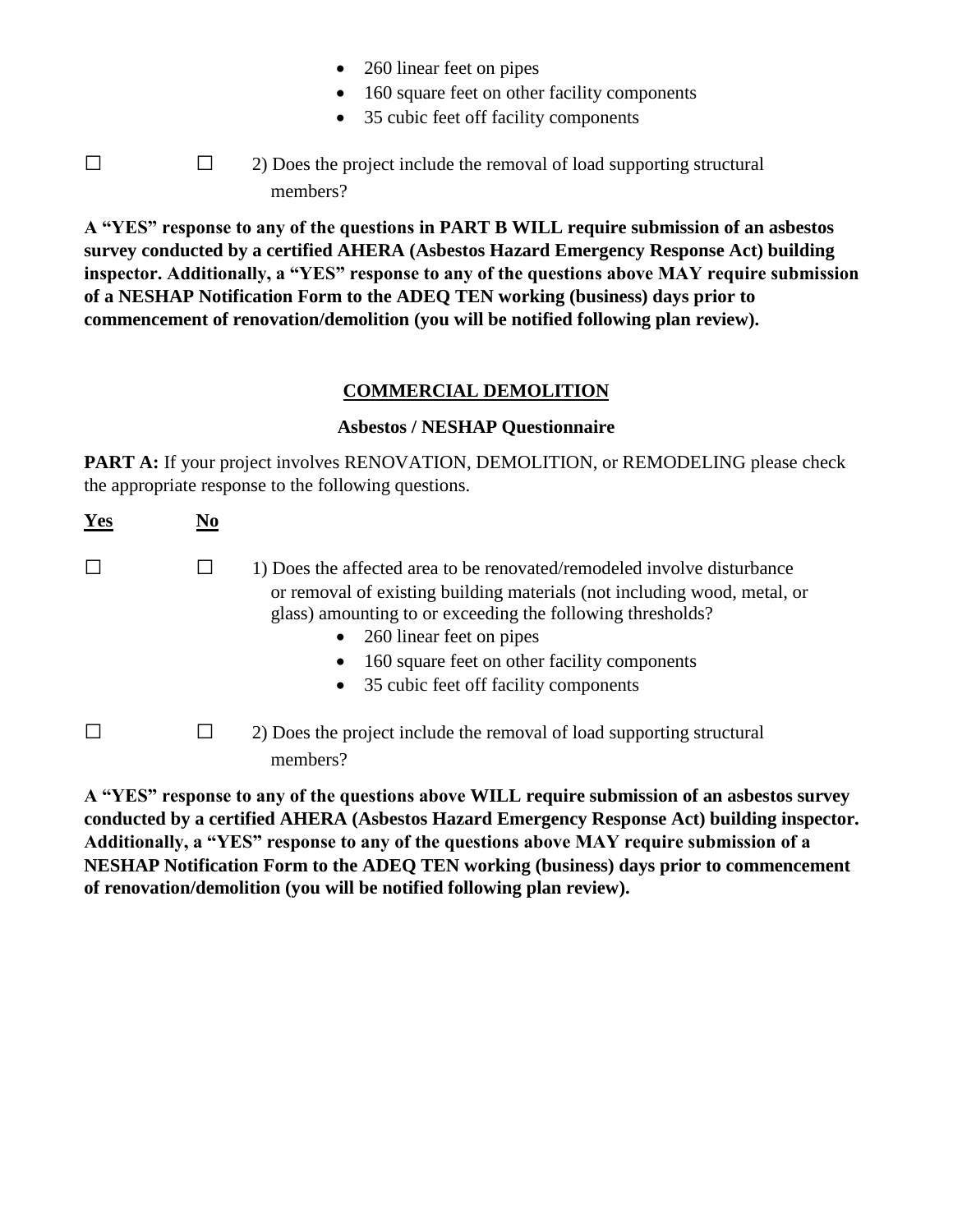- 260 linear feet on pipes
- 160 square feet on other facility components
- 35 cubic feet off facility components

☐ ☐ 2) Does the project include the removal of load supporting structural members?

**A "YES" response to any of the questions in PART B WILL require submission of an asbestos survey conducted by a certified AHERA (Asbestos Hazard Emergency Response Act) building inspector. Additionally, a "YES" response to any of the questions above MAY require submission of a NESHAP Notification Form to the ADEQ TEN working (business) days prior to commencement of renovation/demolition (you will be notified following plan review).**

## <u>COMMERCIAL DEMOLITION</u>

### Asbestos / NESHAP Questionnaire

**PART A:** If your project involves RENOVATION, DEMOLITION, or REMODELING please check the appropriate response to the following questions.

**<u>Yes</u>** **<u>No</u>**

☐ ☐ 1) Does the affected area to be renovated/remodeled involve disturbance or removal of existing building materials (not including wood, metal, or glass) amounting to or exceeding the following thresholds?

- 260 linear feet on pipes
- 160 square feet on other facility components
- 35 cubic feet off facility components

☐ ☐ 2) Does the project include the removal of load supporting structural members?

**A "YES" response to any of the questions above WILL require submission of an asbestos survey conducted by a certified AHERA (Asbestos Hazard Emergency Response Act) building inspector. Additionally, a "YES" response to any of the questions above MAY require submission of a NESHAP Notification Form to the ADEQ TEN working (business) days prior to commencement of renovation/demolition (you will be notified following plan review).**